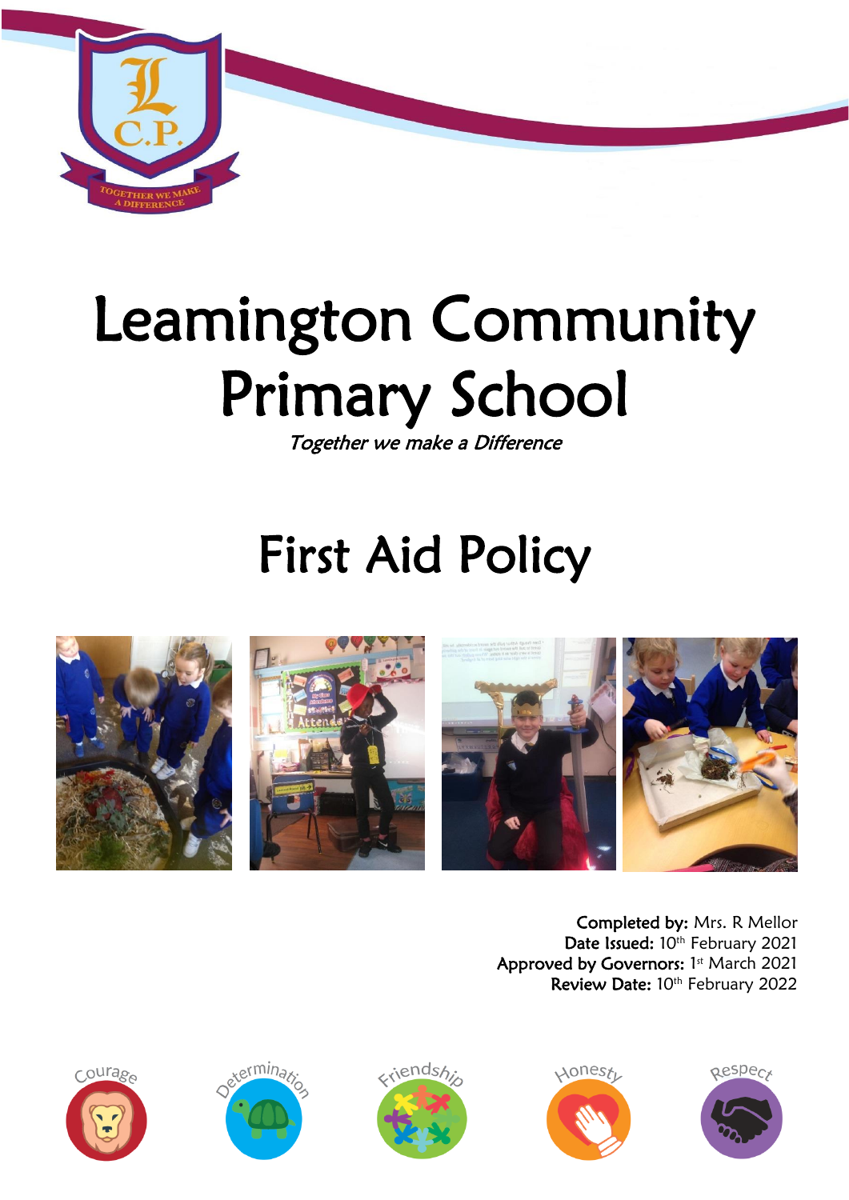# Leamington Community Primary School

*Together we make a Difference*

# First Aid Policy

**Completed by:** Mrs. R Mellor
**Date Issued:** 10th February 2021
**Approved by Governors:** 1st March 2021
**Review Date:** 10th February 2022

Courage Determination Friendship Honesty Respect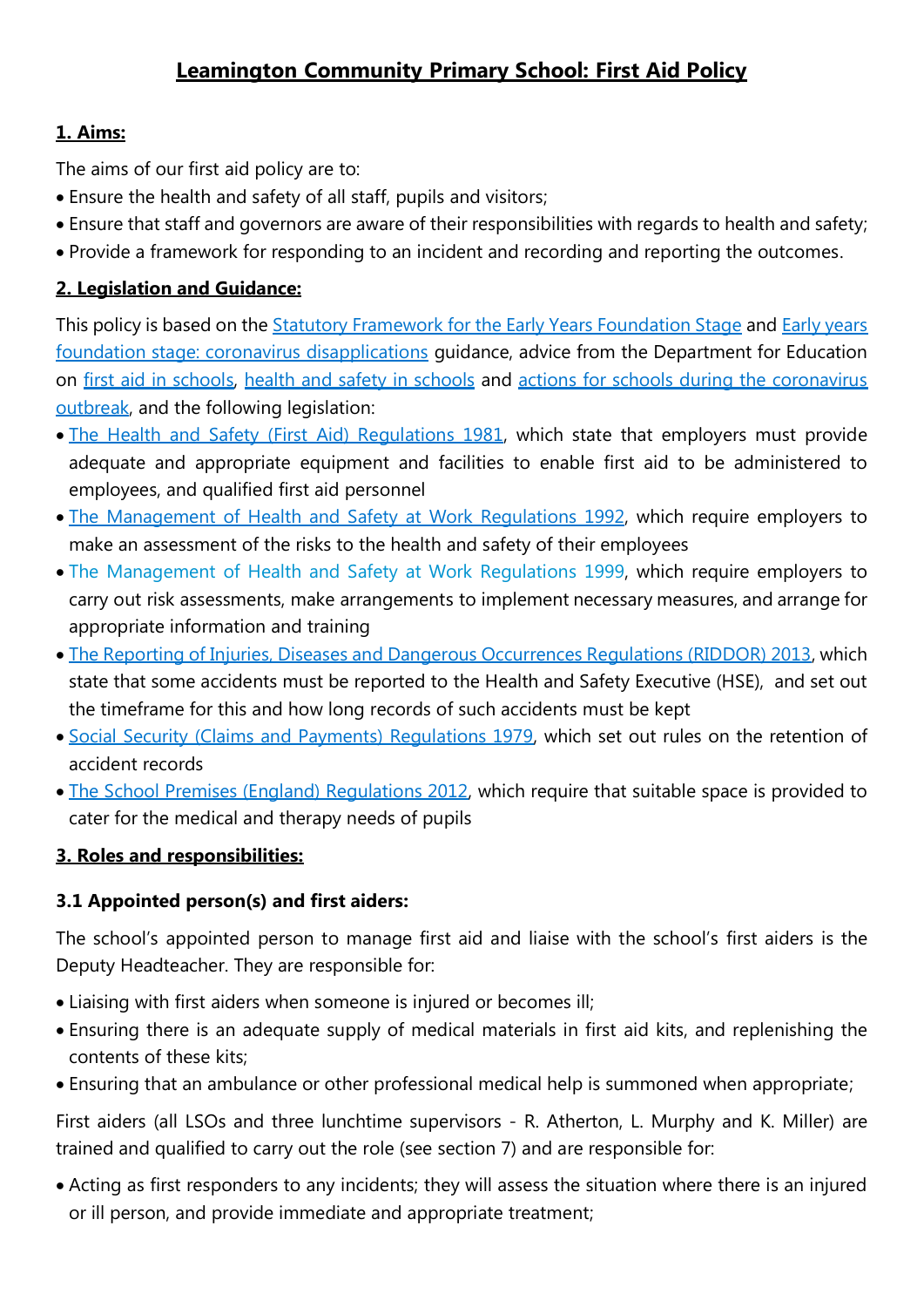# Leamington Community Primary School: First Aid Policy

## 1. Aims:

The aims of our first aid policy are to:

- Ensure the health and safety of all staff, pupils and visitors;
- Ensure that staff and governors are aware of their responsibilities with regards to health and safety;
- Provide a framework for responding to an incident and recording and reporting the outcomes.

## 2. Legislation and Guidance:

This policy is based on the Statutory Framework for the Early Years Foundation Stage and Early years foundation stage: coronavirus disapplications guidance, advice from the Department for Education on first aid in schools, health and safety in schools and actions for schools during the coronavirus outbreak, and the following legislation:

- The Health and Safety (First Aid) Regulations 1981, which state that employers must provide adequate and appropriate equipment and facilities to enable first aid to be administered to employees, and qualified first aid personnel
- The Management of Health and Safety at Work Regulations 1992, which require employers to make an assessment of the risks to the health and safety of their employees
- The Management of Health and Safety at Work Regulations 1999, which require employers to carry out risk assessments, make arrangements to implement necessary measures, and arrange for appropriate information and training
- The Reporting of Injuries, Diseases and Dangerous Occurrences Regulations (RIDDOR) 2013, which state that some accidents must be reported to the Health and Safety Executive (HSE), and set out the timeframe for this and how long records of such accidents must be kept
- Social Security (Claims and Payments) Regulations 1979, which set out rules on the retention of accident records
- The School Premises (England) Regulations 2012, which require that suitable space is provided to cater for the medical and therapy needs of pupils

## 3. Roles and responsibilities:

### 3.1 Appointed person(s) and first aiders:

The school's appointed person to manage first aid and liaise with the school's first aiders is the Deputy Headteacher. They are responsible for:

- Liaising with first aiders when someone is injured or becomes ill;
- Ensuring there is an adequate supply of medical materials in first aid kits, and replenishing the contents of these kits;
- Ensuring that an ambulance or other professional medical help is summoned when appropriate;

First aiders (all LSOs and three lunchtime supervisors - R. Atherton, L. Murphy and K. Miller) are trained and qualified to carry out the role (see section 7) and are responsible for:

- Acting as first responders to any incidents; they will assess the situation where there is an injured or ill person, and provide immediate and appropriate treatment;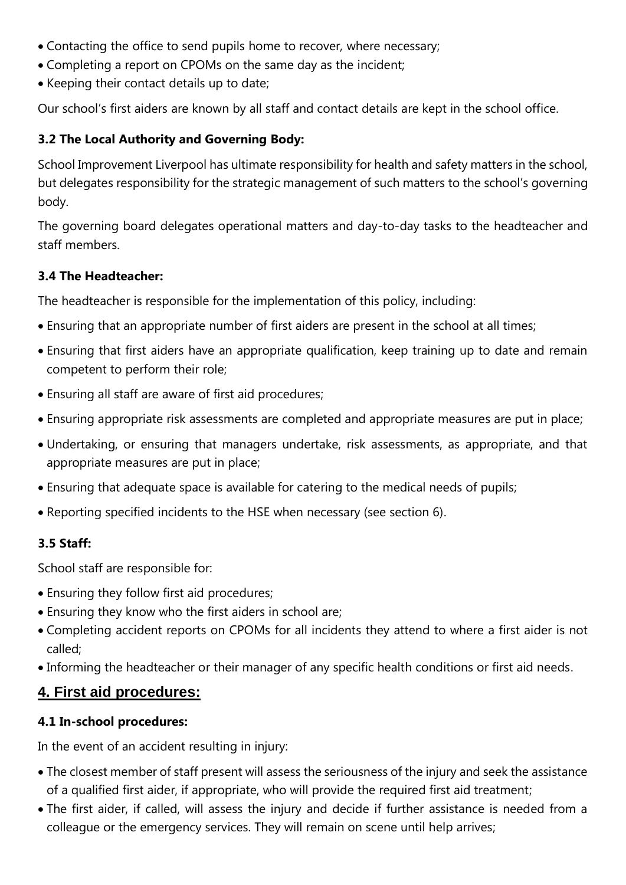- Contacting the office to send pupils home to recover, where necessary;
- Completing a report on CPOMs on the same day as the incident;
- Keeping their contact details up to date;

Our school's first aiders are known by all staff and contact details are kept in the school office.

### 3.2 The Local Authority and Governing Body:

School Improvement Liverpool has ultimate responsibility for health and safety matters in the school, but delegates responsibility for the strategic management of such matters to the school's governing body.

The governing board delegates operational matters and day-to-day tasks to the headteacher and staff members.

### 3.4 The Headteacher:

The headteacher is responsible for the implementation of this policy, including:

- Ensuring that an appropriate number of first aiders are present in the school at all times;
- Ensuring that first aiders have an appropriate qualification, keep training up to date and remain competent to perform their role;
- Ensuring all staff are aware of first aid procedures;
- Ensuring appropriate risk assessments are completed and appropriate measures are put in place;
- Undertaking, or ensuring that managers undertake, risk assessments, as appropriate, and that appropriate measures are put in place;
- Ensuring that adequate space is available for catering to the medical needs of pupils;
- Reporting specified incidents to the HSE when necessary (see section 6).

### 3.5 Staff:

School staff are responsible for:

- Ensuring they follow first aid procedures;
- Ensuring they know who the first aiders in school are;
- Completing accident reports on CPOMs for all incidents they attend to where a first aider is not called;
- Informing the headteacher or their manager of any specific health conditions or first aid needs.

## 4. First aid procedures:

### 4.1 In-school procedures:

In the event of an accident resulting in injury:

- The closest member of staff present will assess the seriousness of the injury and seek the assistance of a qualified first aider, if appropriate, who will provide the required first aid treatment;
- The first aider, if called, will assess the injury and decide if further assistance is needed from a colleague or the emergency services. They will remain on scene until help arrives;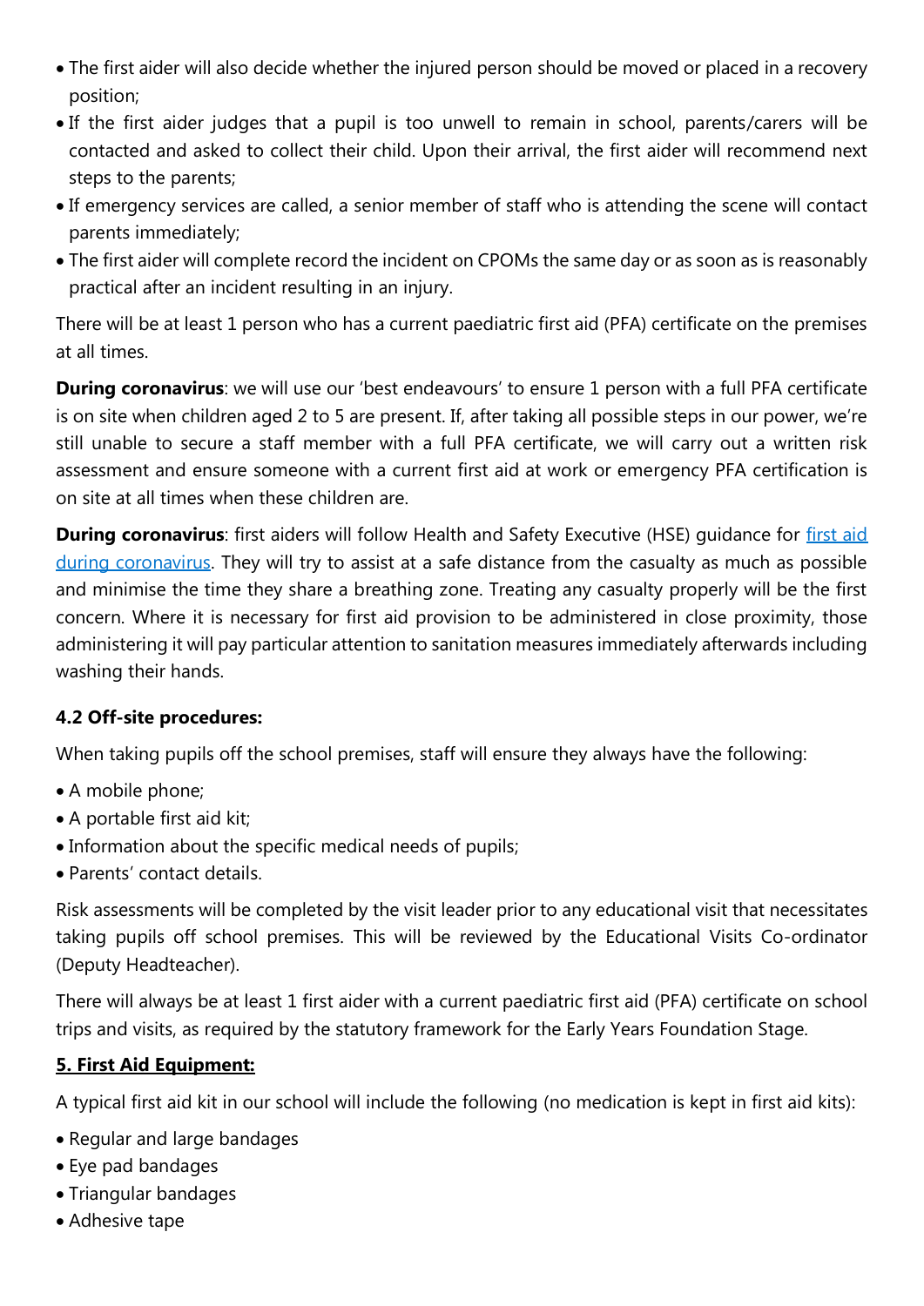- The first aider will also decide whether the injured person should be moved or placed in a recovery position;
- If the first aider judges that a pupil is too unwell to remain in school, parents/carers will be contacted and asked to collect their child. Upon their arrival, the first aider will recommend next steps to the parents;
- If emergency services are called, a senior member of staff who is attending the scene will contact parents immediately;
- The first aider will complete record the incident on CPOMs the same day or as soon as is reasonably practical after an incident resulting in an injury.

There will be at least 1 person who has a current paediatric first aid (PFA) certificate on the premises at all times.

**During coronavirus**: we will use our 'best endeavours' to ensure 1 person with a full PFA certificate is on site when children aged 2 to 5 are present. If, after taking all possible steps in our power, we're still unable to secure a staff member with a full PFA certificate, we will carry out a written risk assessment and ensure someone with a current first aid at work or emergency PFA certification is on site at all times when these children are.

**During coronavirus**: first aiders will follow Health and Safety Executive (HSE) guidance for first aid during coronavirus. They will try to assist at a safe distance from the casualty as much as possible and minimise the time they share a breathing zone. Treating any casualty properly will be the first concern. Where it is necessary for first aid provision to be administered in close proximity, those administering it will pay particular attention to sanitation measures immediately afterwards including washing their hands.

### 4.2 Off-site procedures:

When taking pupils off the school premises, staff will ensure they always have the following:

- A mobile phone;
- A portable first aid kit;
- Information about the specific medical needs of pupils;
- Parents' contact details.

Risk assessments will be completed by the visit leader prior to any educational visit that necessitates taking pupils off school premises. This will be reviewed by the Educational Visits Co-ordinator (Deputy Headteacher).

There will always be at least 1 first aider with a current paediatric first aid (PFA) certificate on school trips and visits, as required by the statutory framework for the Early Years Foundation Stage.

## 5. First Aid Equipment:

A typical first aid kit in our school will include the following (no medication is kept in first aid kits):

- Regular and large bandages
- Eye pad bandages
- Triangular bandages
- Adhesive tape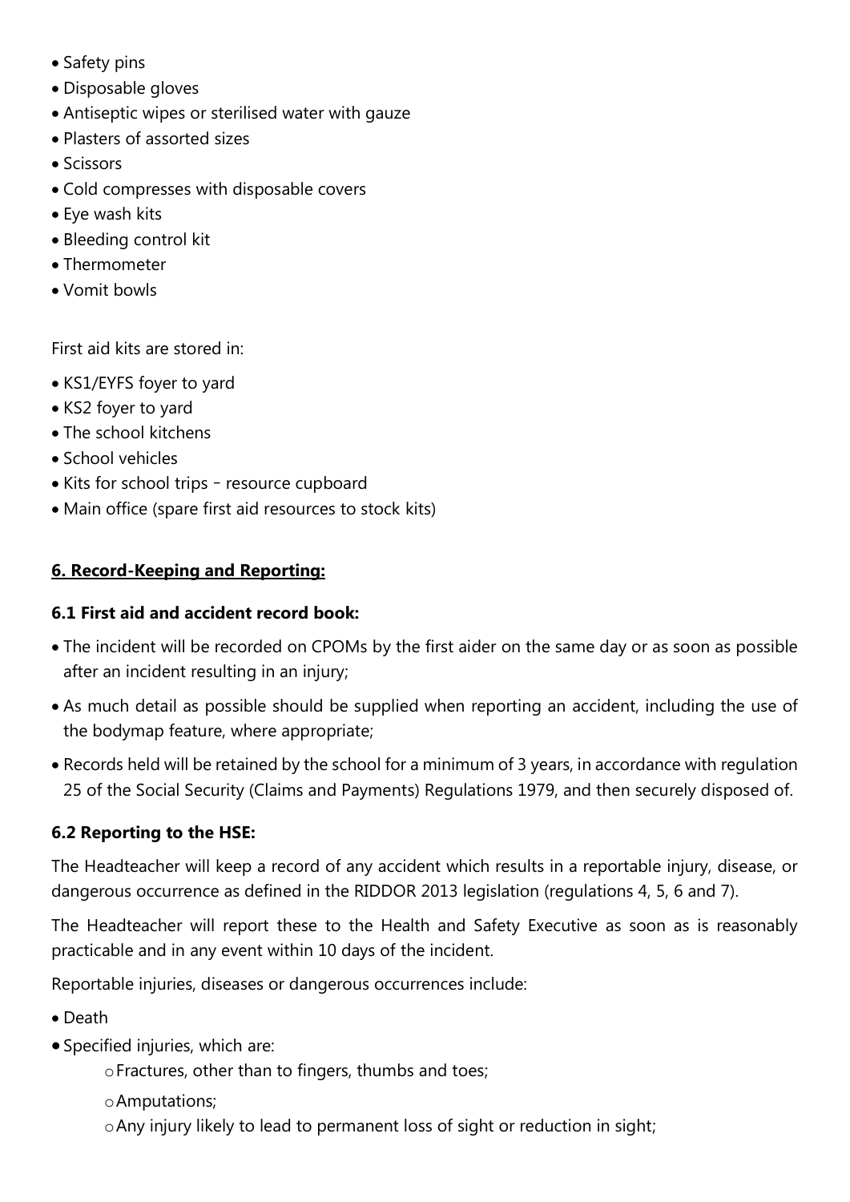- Safety pins
- Disposable gloves
- Antiseptic wipes or sterilised water with gauze
- Plasters of assorted sizes
- Scissors
- Cold compresses with disposable covers
- Eye wash kits
- Bleeding control kit
- Thermometer
- Vomit bowls

First aid kits are stored in:

- KS1/EYFS foyer to yard
- KS2 foyer to yard
- The school kitchens
- School vehicles
- Kits for school trips – resource cupboard
- Main office (spare first aid resources to stock kits)

## **6. Record-Keeping and Reporting:**

### 6.1 First aid and accident record book:

- The incident will be recorded on CPOMs by the first aider on the same day or as soon as possible after an incident resulting in an injury;
- As much detail as possible should be supplied when reporting an accident, including the use of the bodymap feature, where appropriate;
- Records held will be retained by the school for a minimum of 3 years, in accordance with regulation 25 of the Social Security (Claims and Payments) Regulations 1979, and then securely disposed of.

### 6.2 Reporting to the HSE:

The Headteacher will keep a record of any accident which results in a reportable injury, disease, or dangerous occurrence as defined in the RIDDOR 2013 legislation (regulations 4, 5, 6 and 7).

The Headteacher will report these to the Health and Safety Executive as soon as is reasonably practicable and in any event within 10 days of the incident.

Reportable injuries, diseases or dangerous occurrences include:

- Death
- Specified injuries, which are:
  - Fractures, other than to fingers, thumbs and toes;
  - Amputations;
  - Any injury likely to lead to permanent loss of sight or reduction in sight;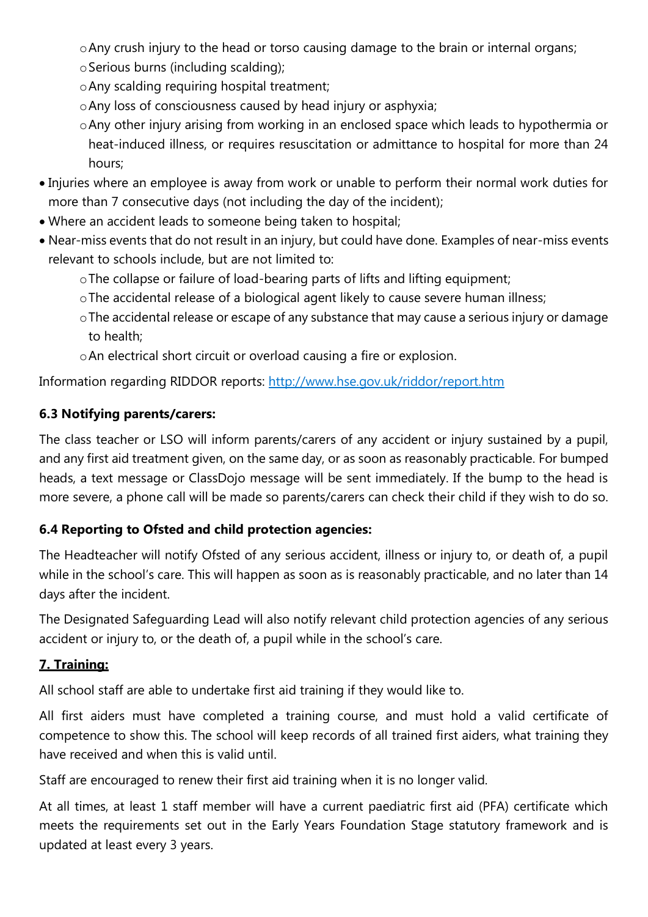- Any crush injury to the head or torso causing damage to the brain or internal organs;
    - Serious burns (including scalding);
    - Any scalding requiring hospital treatment;
    - Any loss of consciousness caused by head injury or asphyxia;
    - Any other injury arising from working in an enclosed space which leads to hypothermia or heat-induced illness, or requires resuscitation or admittance to hospital for more than 24 hours;
- Injuries where an employee is away from work or unable to perform their normal work duties for more than 7 consecutive days (not including the day of the incident);
- Where an accident leads to someone being taken to hospital;
- Near-miss events that do not result in an injury, but could have done. Examples of near-miss events relevant to schools include, but are not limited to:
    - The collapse or failure of load-bearing parts of lifts and lifting equipment;
    - The accidental release of a biological agent likely to cause severe human illness;
    - The accidental release or escape of any substance that may cause a serious injury or damage to health;
    - An electrical short circuit or overload causing a fire or explosion.

Information regarding RIDDOR reports: [http://www.hse.gov.uk/riddor/report.htm](http://www.hse.gov.uk/riddor/report.htm)

**6.3 Notifying parents/carers:**

The class teacher or LSO will inform parents/carers of any accident or injury sustained by a pupil, and any first aid treatment given, on the same day, or as soon as reasonably practicable. For bumped heads, a text message or ClassDojo message will be sent immediately. If the bump to the head is more severe, a phone call will be made so parents/carers can check their child if they wish to do so.

**6.4 Reporting to Ofsted and child protection agencies:**

The Headteacher will notify Ofsted of any serious accident, illness or injury to, or death of, a pupil while in the school's care. This will happen as soon as is reasonably practicable, and no later than 14 days after the incident.

The Designated Safeguarding Lead will also notify relevant child protection agencies of any serious accident or injury to, or the death of, a pupil while in the school's care.

**7. Training:**

All school staff are able to undertake first aid training if they would like to.

All first aiders must have completed a training course, and must hold a valid certificate of competence to show this. The school will keep records of all trained first aiders, what training they have received and when this is valid until.

Staff are encouraged to renew their first aid training when it is no longer valid.

At all times, at least 1 staff member will have a current paediatric first aid (PFA) certificate which meets the requirements set out in the Early Years Foundation Stage statutory framework and is updated at least every 3 years.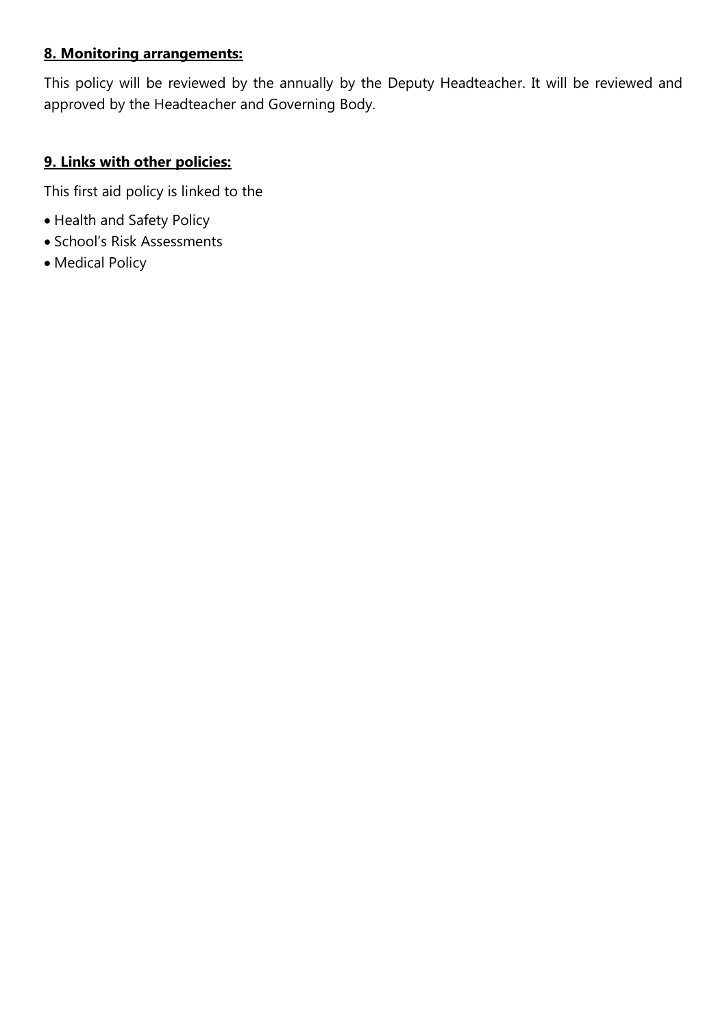**8. Monitoring arrangements:**

This policy will be reviewed by the annually by the Deputy Headteacher. It will be reviewed and approved by the Headteacher and Governing Body.

**9. Links with other policies:**

This first aid policy is linked to the

- Health and Safety Policy
- School's Risk Assessments
- Medical Policy